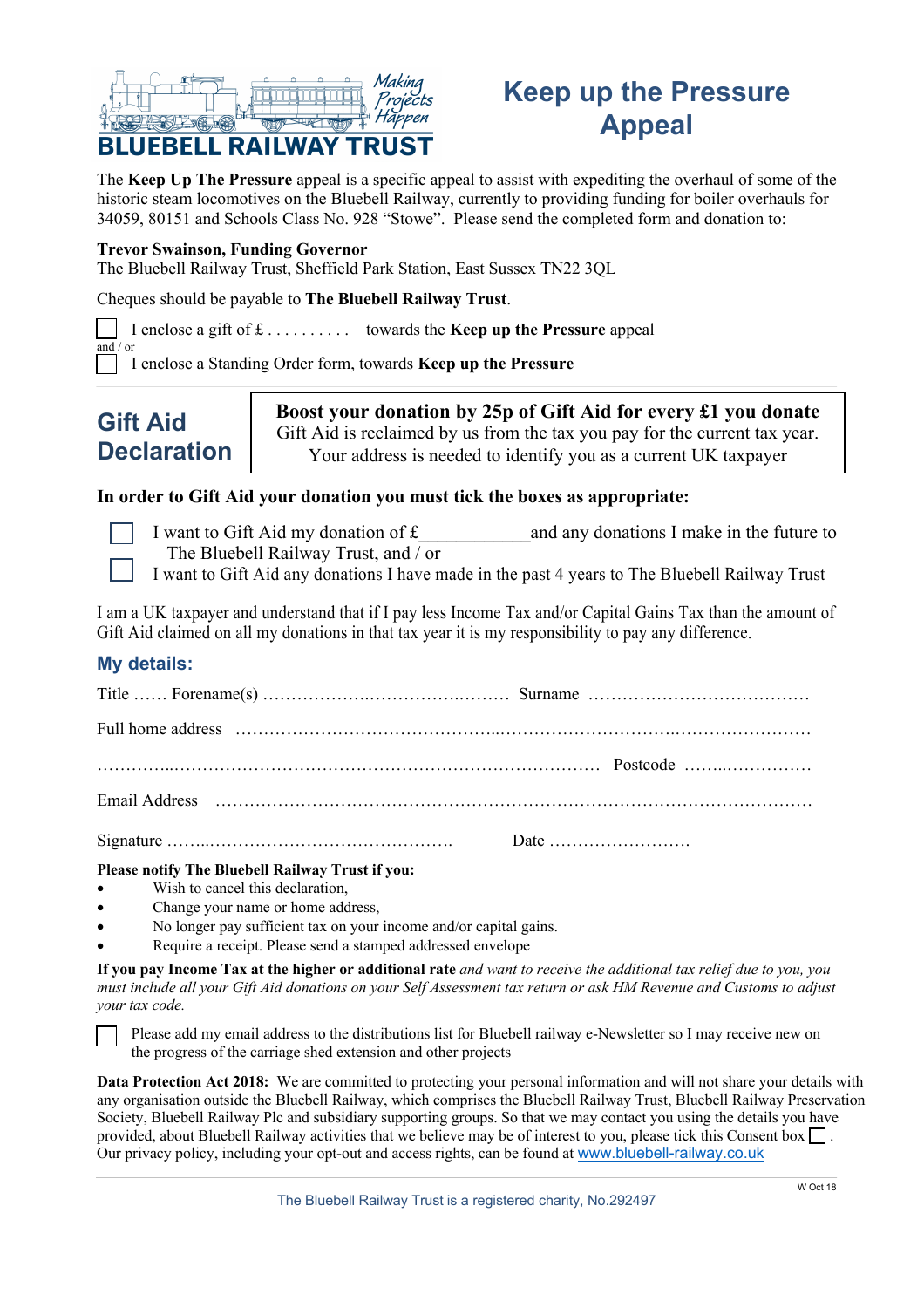**Making Projects Happen**

**BLUEBELL RAILWAY TRUST**

# Keep up the Pressure Appeal

The **Keep Up The Pressure** appeal is a specific appeal to assist with expediting the overhaul of some of the historic steam locomotives on the Bluebell Railway, currently to providing funding for boiler overhauls for 34059, 80151 and Schools Class No. 928 "Stowe". Please send the completed form and donation to:

**Trevor Swainson, Funding Governor**
The Bluebell Railway Trust, Sheffield Park Station, East Sussex TN22 3QL

Cheques should be payable to **The Bluebell Railway Trust**.

☐ I enclose a gift of £ . . . . . . . . . . towards the **Keep up the Pressure** appeal

and / or

☐ I enclose a Standing Order form, towards **Keep up the Pressure**

## Gift Aid Declaration

**Boost your donation by 25p of Gift Aid for every £1 you donate**
Gift Aid is reclaimed by us from the tax you pay for the current tax year.
Your address is needed to identify you as a current UK taxpayer

**In order to Gift Aid your donation you must tick the boxes as appropriate:**

☐ I want to Gift Aid my donation of £\_\_\_\_\_\_\_\_\_\_\_\_ and any donations I make in the future to The Bluebell Railway Trust, and / or

☐ I want to Gift Aid any donations I have made in the past 4 years to The Bluebell Railway Trust

I am a UK taxpayer and understand that if I pay less Income Tax and/or Capital Gains Tax than the amount of Gift Aid claimed on all my donations in that tax year it is my responsibility to pay any difference.

## My details:

Title …… Forename(s) …………………………………… Surname …………………………………

Full home address ………………………………………………………………………………………

………………………………………………………………………… Postcode ………………………

Email Address ………………………………………………………………………………………

Signature ………………………………………… Date ……………………….

**Please notify The Bluebell Railway Trust if you:**

- Wish to cancel this declaration,
- Change your name or home address,
- No longer pay sufficient tax on your income and/or capital gains.
- Require a receipt. Please send a stamped addressed envelope

**If you pay Income Tax at the higher or additional rate** *and want to receive the additional tax relief due to you, you must include all your Gift Aid donations on your Self Assessment tax return or ask HM Revenue and Customs to adjust your tax code.*

☐ Please add my email address to the distributions list for Bluebell railway e-Newsletter so I may receive new on the progress of the carriage shed extension and other projects

**Data Protection Act 2018:** We are committed to protecting your personal information and will not share your details with any organisation outside the Bluebell Railway, which comprises the Bluebell Railway Trust, Bluebell Railway Preservation Society, Bluebell Railway Plc and subsidiary supporting groups. So that we may contact you using the details you have provided, about Bluebell Railway activities that we believe may be of interest to you, please tick this Consent box ☐ . Our privacy policy, including your opt-out and access rights, can be found at www.bluebell-railway.co.uk

W Oct 18

The Bluebell Railway Trust is a registered charity, No.292497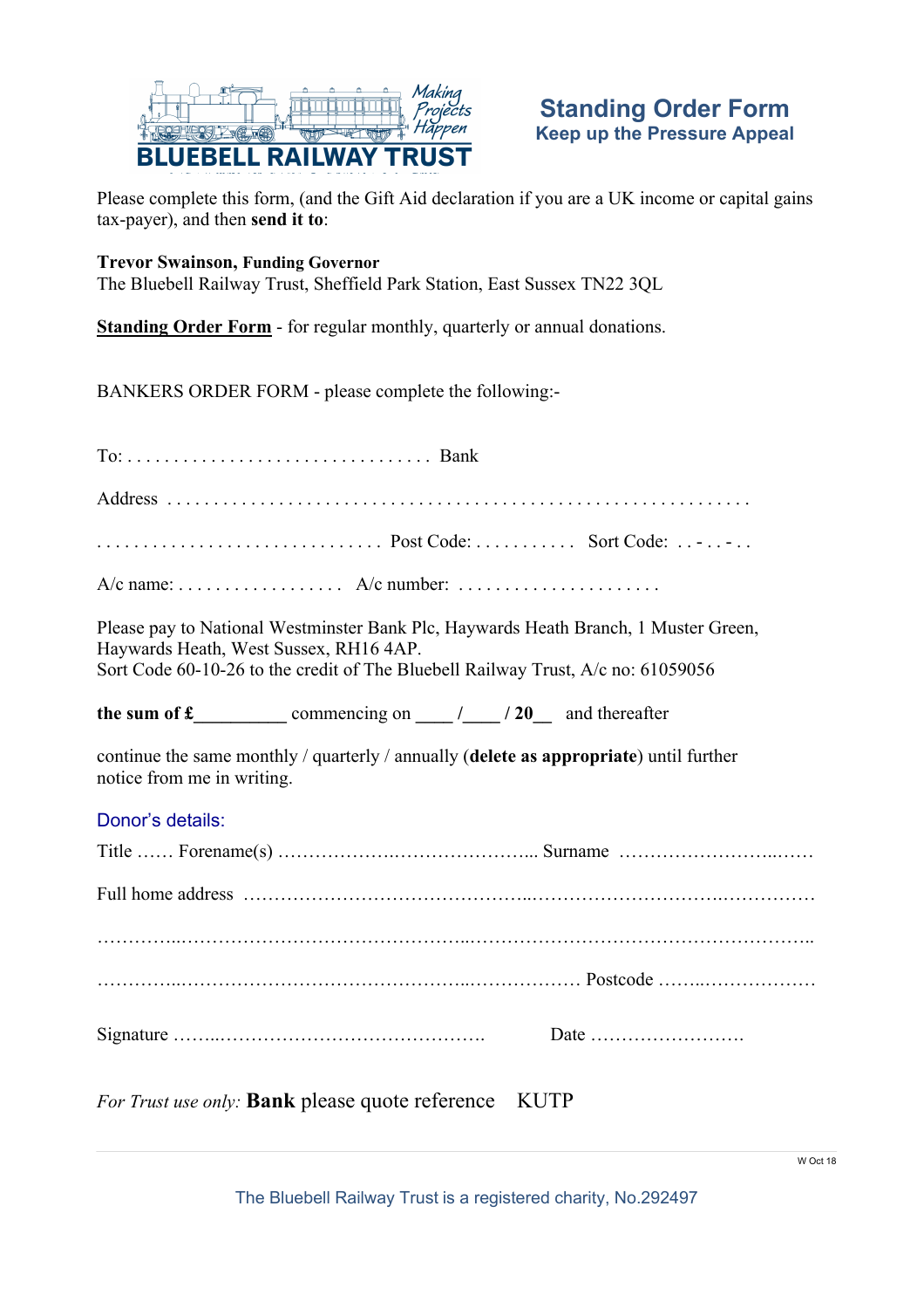BLUEBELL RAILWAY TRUST

Making Projects Happen

# Standing Order Form

## Keep up the Pressure Appeal

Please complete this form, (and the Gift Aid declaration if you are a UK income or capital gains tax-payer), and then **send it to**:

**Trevor Swainson, Funding Governor**
The Bluebell Railway Trust, Sheffield Park Station, East Sussex TN22 3QL

**Standing Order Form** - for regular monthly, quarterly or annual donations.

BANKERS ORDER FORM - please complete the following:-

To: . . . . . . . . . . . . . . . . . . . . . . . . . . . . . . . . . Bank

Address . . . . . . . . . . . . . . . . . . . . . . . . . . . . . . . . . . . . . . . . . . . . . . . . . . . . . . . . . . . . . .

. . . . . . . . . . . . . . . . . . . . . . . . . . . . . . . Post Code: . . . . . . . . . . . Sort Code: . . - . . - . .

A/c name: . . . . . . . . . . . . . . . . . . A/c number: . . . . . . . . . . . . . . . . . . . . . .

Please pay to National Westminster Bank Plc, Haywards Heath Branch, 1 Muster Green, Haywards Heath, West Sussex, RH16 4AP.
Sort Code 60-10-26 to the credit of The Bluebell Railway Trust, A/c no: 61059056

**the sum of £__________** commencing on ____ /____ / **20__** and thereafter

continue the same monthly / quarterly / annually (**delete as appropriate**) until further notice from me in writing.

Donor's details:

Title …… Forename(s) ………………….………………... Surname …………………….……

Full home address ……………………………………...……………………….……………

…………..………………………………………..………………………………………………..

…………..………………………………………..……………… Postcode ……..………………

Signature ……..……………………………………. Date …………………….

*For Trust use only:* **Bank** please quote reference KUTP

W Oct 18

The Bluebell Railway Trust is a registered charity, No.292497